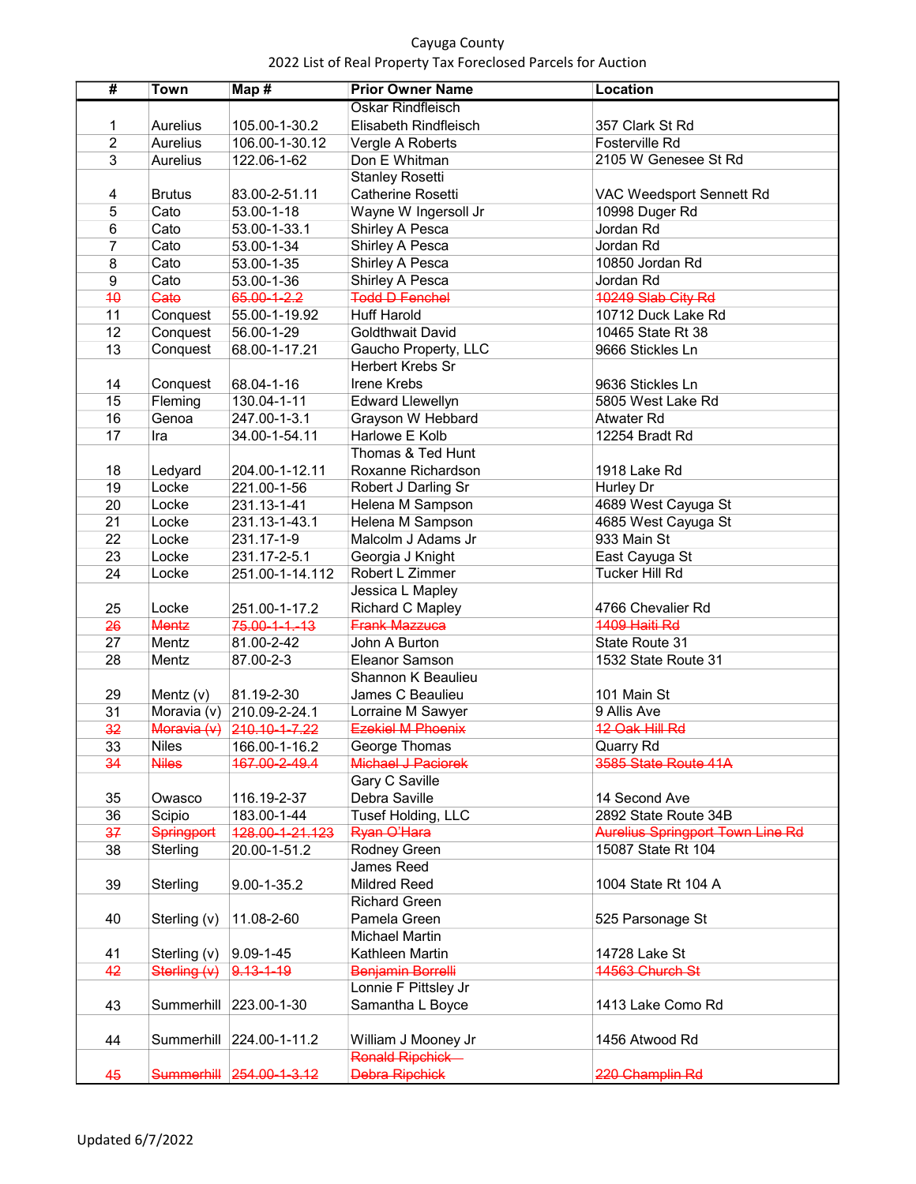Cayuga County

2022 List of Real Property Tax Foreclosed Parcels for Auction

| # | Town | Map # | Prior Owner Name | Location |
|---|---|---|---|---|
| 1 | Aurelius | 105.00-1-30.2 | Oskar Rindfleisch<br>Elisabeth Rindfleisch | 357 Clark St Rd |
| 2 | Aurelius | 106.00-1-30.12 | Vergle A Roberts | Fosterville Rd |
| 3 | Aurelius | 122.06-1-62 | Don E Whitman | 2105 W Genesee St Rd |
| 4 | Brutus | 83.00-2-51.11 | Stanley Rosetti<br>Catherine Rosetti | VAC Weedsport Sennett Rd |
| 5 | Cato | 53.00-1-18 | Wayne W Ingersoll Jr | 10998 Duger Rd |
| 6 | Cato | 53.00-1-33.1 | Shirley A Pesca | Jordan Rd |
| 7 | Cato | 53.00-1-34 | Shirley A Pesca | Jordan Rd |
| 8 | Cato | 53.00-1-35 | Shirley A Pesca | 10850 Jordan Rd |
| 9 | Cato | 53.00-1-36 | Shirley A Pesca | Jordan Rd |
| ~~10~~ | ~~Cato~~ | ~~65.00-1-2.2~~ | ~~Todd D Fenchel~~ | ~~10249 Slab City Rd~~ |
| 11 | Conquest | 55.00-1-19.92 | Huff Harold | 10712 Duck Lake Rd |
| 12 | Conquest | 56.00-1-29 | Goldthwait David | 10465 State Rt 38 |
| 13 | Conquest | 68.00-1-17.21 | Gaucho Property, LLC | 9666 Stickles Ln |
| 14 | Conquest | 68.04-1-16 | Herbert Krebs Sr<br>Irene Krebs | 9636 Stickles Ln |
| 15 | Fleming | 130.04-1-11 | Edward Llewellyn | 5805 West Lake Rd |
| 16 | Genoa | 247.00-1-3.1 | Grayson W Hebbard | Atwater Rd |
| 17 | Ira | 34.00-1-54.11 | Harlowe E Kolb | 12254 Bradt Rd |
| 18 | Ledyard | 204.00-1-12.11 | Thomas & Ted Hunt<br>Roxanne Richardson | 1918 Lake Rd |
| 19 | Locke | 221.00-1-56 | Robert J Darling Sr | Hurley Dr |
| 20 | Locke | 231.13-1-41 | Helena M Sampson | 4689 West Cayuga St |
| 21 | Locke | 231.13-1-43.1 | Helena M Sampson | 4685 West Cayuga St |
| 22 | Locke | 231.17-1-9 | Malcolm J Adams Jr | 933 Main St |
| 23 | Locke | 231.17-2-5.1 | Georgia J Knight | East Cayuga St |
| 24 | Locke | 251.00-1-14.112 | Robert L Zimmer | Tucker Hill Rd |
| 25 | Locke | 251.00-1-17.2 | Jessica L Mapley<br>Richard C Mapley | 4766 Chevalier Rd |
| ~~26~~ | ~~Mentz~~ | ~~75.00-1-1.-13~~ | ~~Frank Mazzuca~~ | ~~1409 Haiti Rd~~ |
| 27 | Mentz | 81.00-2-42 | John A Burton | State Route 31 |
| 28 | Mentz | 87.00-2-3 | Eleanor Samson | 1532 State Route 31 |
| 29 | Mentz (v) | 81.19-2-30 | Shannon K Beaulieu<br>James C Beaulieu | 101 Main St |
| 31 | Moravia (v) | 210.09-2-24.1 | Lorraine M Sawyer | 9 Allis Ave |
| ~~32~~ | ~~Moravia (v)~~ | ~~210.10-1-7.22~~ | ~~Ezekiel M Phoenix~~ | ~~12 Oak Hill Rd~~ |
| 33 | Niles | 166.00-1-16.2 | George Thomas | Quarry Rd |
| ~~34~~ | ~~Niles~~ | ~~167.00-2-49.4~~ | ~~Michael J Paciorek~~ | ~~3585 State Route 41A~~ |
| 35 | Owasco | 116.19-2-37 | Gary C Saville<br>Debra Saville | 14 Second Ave |
| 36 | Scipio | 183.00-1-44 | Tusef Holding, LLC | 2892 State Route 34B |
| ~~37~~ | ~~Springport~~ | ~~128.00-1-21.123~~ | ~~Ryan O'Hara~~ | ~~Aurelius Springport Town Line Rd~~ |
| 38 | Sterling | 20.00-1-51.2 | Rodney Green | 15087 State Rt 104 |
| 39 | Sterling | 9.00-1-35.2 | James Reed<br>Mildred Reed | 1004 State Rt 104 A |
| 40 | Sterling (v) | 11.08-2-60 | Richard Green<br>Pamela Green | 525 Parsonage St |
| 41 | Sterling (v) | 9.09-1-45 | Michael Martin<br>Kathleen Martin | 14728 Lake St |
| ~~42~~ | ~~Sterling (v)~~ | ~~9.13-1-19~~ | ~~Benjamin Borrelli~~ | ~~14563 Church St~~ |
| 43 | Summerhill | 223.00-1-30 | Lonnie F Pittsley Jr<br>Samantha L Boyce | 1413 Lake Como Rd |
| 44 | Summerhill | 224.00-1-11.2 | William J Mooney Jr | 1456 Atwood Rd |
| ~~45~~ | ~~Summerhill~~ | ~~254.00-1-3.12~~ | ~~Ronald Ripchick~~<br>~~Debra Ripchick~~ | ~~220 Champlin Rd~~ |

Updated 6/7/2022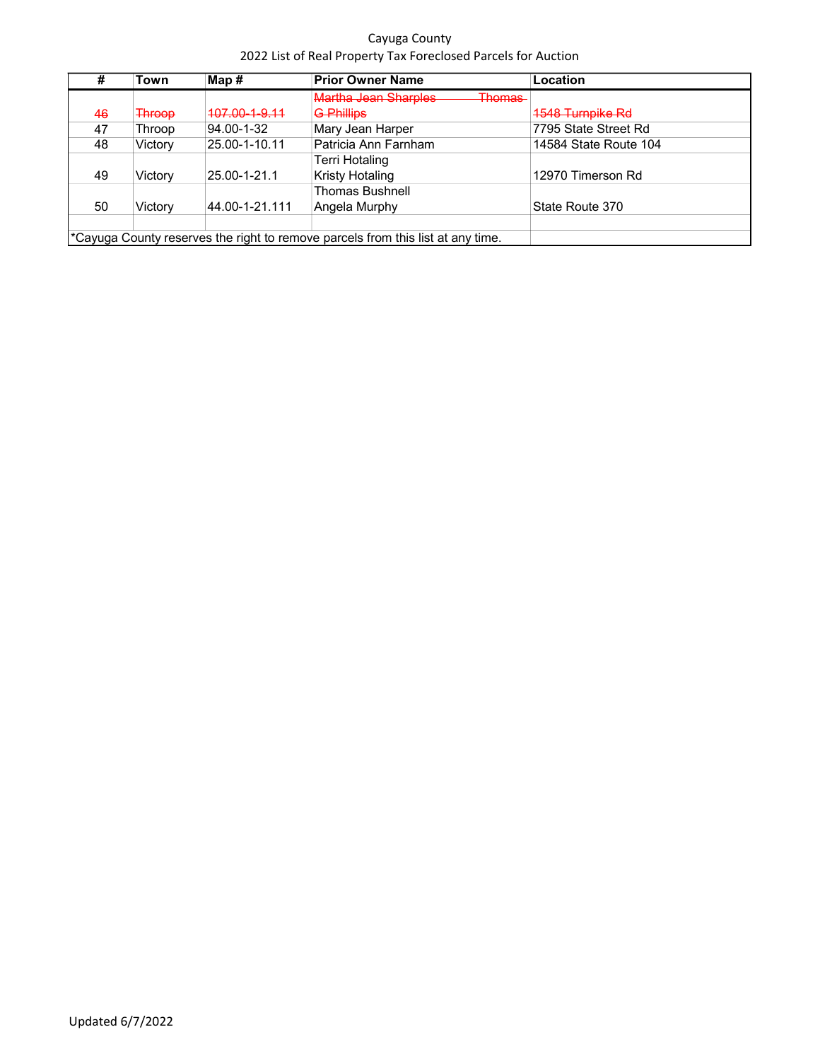Cayuga County

2022 List of Real Property Tax Foreclosed Parcels for Auction

| # | Town | Map # | Prior Owner Name | Location |
|---|---|---|---|---|
| ~~46~~ | ~~Throop~~ | ~~107.00-1-9.11~~ | ~~Martha Jean Sharples Thomas G Phillips~~ | ~~1548 Turnpike Rd~~ |
| 47 | Throop | 94.00-1-32 | Mary Jean Harper | 7795 State Street Rd |
| 48 | Victory | 25.00-1-10.11 | Patricia Ann Farnham | 14584 State Route 104 |
| 49 | Victory | 25.00-1-21.1 | Terri Hotaling<br>Kristy Hotaling | 12970 Timerson Rd |
| 50 | Victory | 44.00-1-21.111 | Thomas Bushnell<br>Angela Murphy | State Route 370 |

*Cayuga County reserves the right to remove parcels from this list at any time.

Updated 6/7/2022